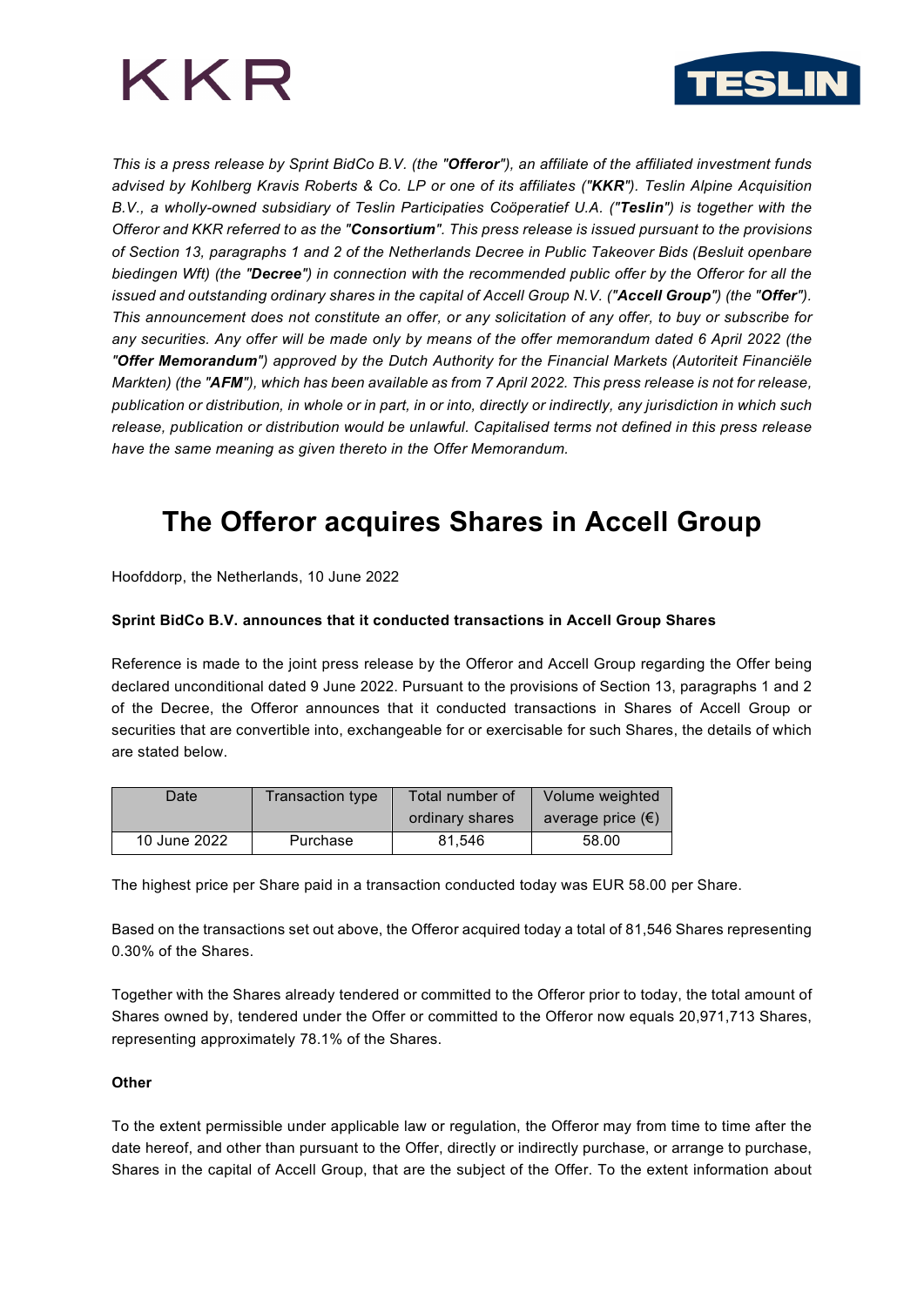*This is a press release by Sprint BidCo B.V. (the "**Offeror**"), an affiliate of the affiliated investment funds advised by Kohlberg Kravis Roberts & Co. LP or one of its affiliates ("**KKR**"). Teslin Alpine Acquisition B.V., a wholly-owned subsidiary of Teslin Participaties Coöperatief U.A. ("**Teslin**") is together with the Offeror and KKR referred to as the "**Consortium**". This press release is issued pursuant to the provisions of Section 13, paragraphs 1 and 2 of the Netherlands Decree in Public Takeover Bids (Besluit openbare biedingen Wft) (the "**Decree**") in connection with the recommended public offer by the Offeror for all the issued and outstanding ordinary shares in the capital of Accell Group N.V. ("**Accell Group**") (the "**Offer**"). This announcement does not constitute an offer, or any solicitation of any offer, to buy or subscribe for any securities. Any offer will be made only by means of the offer memorandum dated 6 April 2022 (the "**Offer Memorandum**") approved by the Dutch Authority for the Financial Markets (Autoriteit Financiële Markten) (the "**AFM**"), which has been available as from 7 April 2022. This press release is not for release, publication or distribution, in whole or in part, in or into, directly or indirectly, any jurisdiction in which such release, publication or distribution would be unlawful. Capitalised terms not defined in this press release have the same meaning as given thereto in the Offer Memorandum.*

# The Offeror acquires Shares in Accell Group

Hoofddorp, the Netherlands, 10 June 2022

**Sprint BidCo B.V. announces that it conducted transactions in Accell Group Shares**

Reference is made to the joint press release by the Offeror and Accell Group regarding the Offer being declared unconditional dated 9 June 2022. Pursuant to the provisions of Section 13, paragraphs 1 and 2 of the Decree, the Offeror announces that it conducted transactions in Shares of Accell Group or securities that are convertible into, exchangeable for or exercisable for such Shares, the details of which are stated below.

| Date | Transaction type | Total number of ordinary shares | Volume weighted average price (€) |
|---|---|---|---|
| 10 June 2022 | Purchase | 81,546 | 58.00 |

The highest price per Share paid in a transaction conducted today was EUR 58.00 per Share.

Based on the transactions set out above, the Offeror acquired today a total of 81,546 Shares representing 0.30% of the Shares.

Together with the Shares already tendered or committed to the Offeror prior to today, the total amount of Shares owned by, tendered under the Offer or committed to the Offeror now equals 20,971,713 Shares, representing approximately 78.1% of the Shares.

**Other**

To the extent permissible under applicable law or regulation, the Offeror may from time to time after the date hereof, and other than pursuant to the Offer, directly or indirectly purchase, or arrange to purchase, Shares in the capital of Accell Group, that are the subject of the Offer. To the extent information about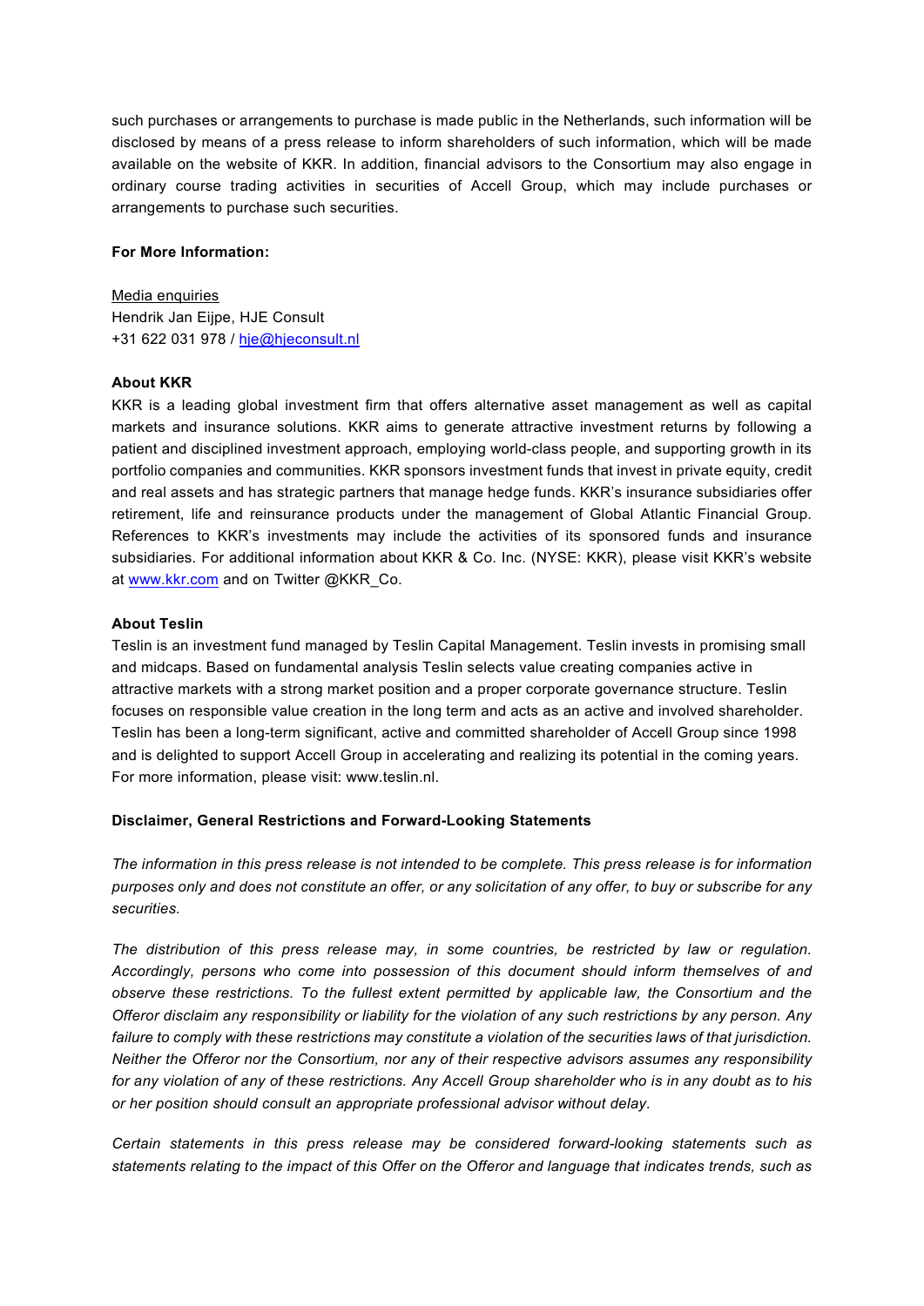such purchases or arrangements to purchase is made public in the Netherlands, such information will be disclosed by means of a press release to inform shareholders of such information, which will be made available on the website of KKR. In addition, financial advisors to the Consortium may also engage in ordinary course trading activities in securities of Accell Group, which may include purchases or arrangements to purchase such securities.

**For More Information:**

Media enquiries
Hendrik Jan Eijpe, HJE Consult
+31 622 031 978 / hje@hjeconsult.nl

**About KKR**
KKR is a leading global investment firm that offers alternative asset management as well as capital markets and insurance solutions. KKR aims to generate attractive investment returns by following a patient and disciplined investment approach, employing world-class people, and supporting growth in its portfolio companies and communities. KKR sponsors investment funds that invest in private equity, credit and real assets and has strategic partners that manage hedge funds. KKR's insurance subsidiaries offer retirement, life and reinsurance products under the management of Global Atlantic Financial Group. References to KKR's investments may include the activities of its sponsored funds and insurance subsidiaries. For additional information about KKR & Co. Inc. (NYSE: KKR), please visit KKR's website at www.kkr.com and on Twitter @KKR_Co.

**About Teslin**
Teslin is an investment fund managed by Teslin Capital Management. Teslin invests in promising small and midcaps. Based on fundamental analysis Teslin selects value creating companies active in attractive markets with a strong market position and a proper corporate governance structure. Teslin focuses on responsible value creation in the long term and acts as an active and involved shareholder. Teslin has been a long-term significant, active and committed shareholder of Accell Group since 1998 and is delighted to support Accell Group in accelerating and realizing its potential in the coming years. For more information, please visit: www.teslin.nl.

**Disclaimer, General Restrictions and Forward-Looking Statements**

*The information in this press release is not intended to be complete. This press release is for information purposes only and does not constitute an offer, or any solicitation of any offer, to buy or subscribe for any securities.*

*The distribution of this press release may, in some countries, be restricted by law or regulation. Accordingly, persons who come into possession of this document should inform themselves of and observe these restrictions. To the fullest extent permitted by applicable law, the Consortium and the Offeror disclaim any responsibility or liability for the violation of any such restrictions by any person. Any failure to comply with these restrictions may constitute a violation of the securities laws of that jurisdiction. Neither the Offeror nor the Consortium, nor any of their respective advisors assumes any responsibility for any violation of any of these restrictions. Any Accell Group shareholder who is in any doubt as to his or her position should consult an appropriate professional advisor without delay.*

*Certain statements in this press release may be considered forward-looking statements such as statements relating to the impact of this Offer on the Offeror and language that indicates trends, such as*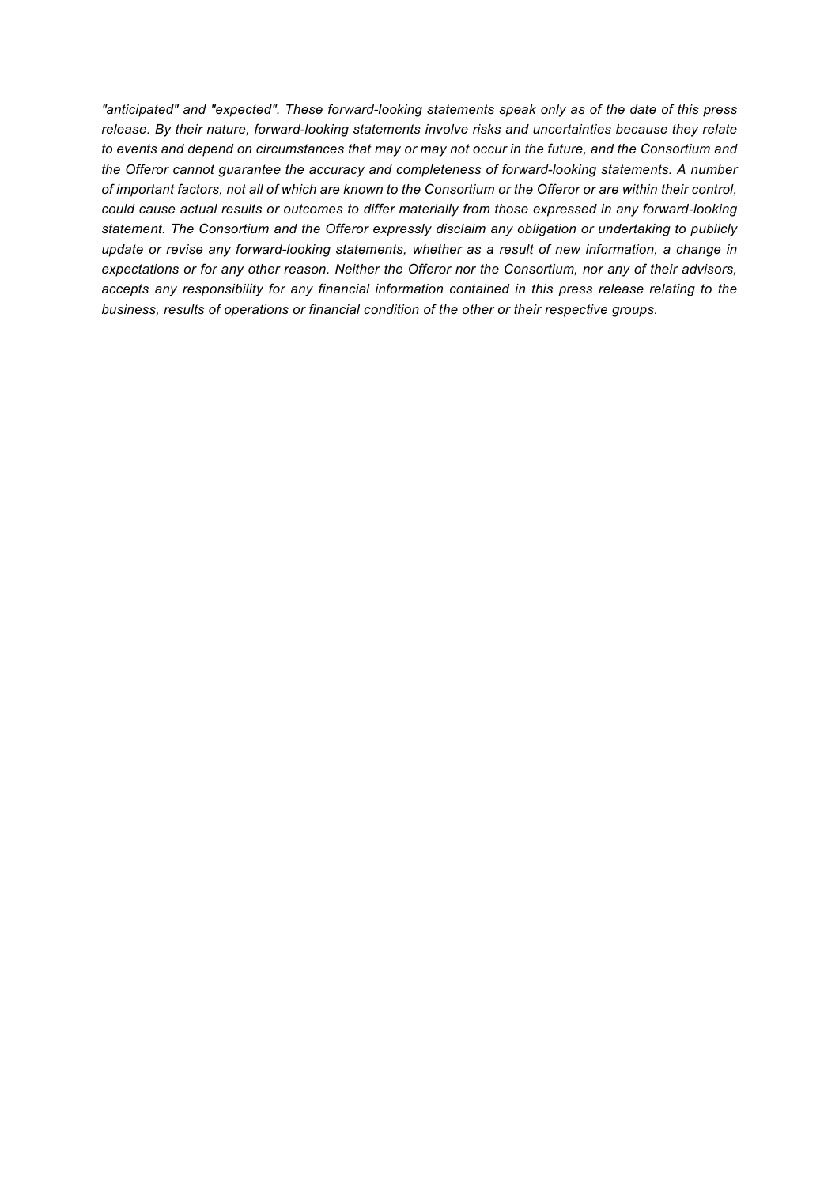*"anticipated" and "expected". These forward-looking statements speak only as of the date of this press release. By their nature, forward-looking statements involve risks and uncertainties because they relate to events and depend on circumstances that may or may not occur in the future, and the Consortium and the Offeror cannot guarantee the accuracy and completeness of forward-looking statements. A number of important factors, not all of which are known to the Consortium or the Offeror or are within their control, could cause actual results or outcomes to differ materially from those expressed in any forward-looking statement. The Consortium and the Offeror expressly disclaim any obligation or undertaking to publicly update or revise any forward-looking statements, whether as a result of new information, a change in expectations or for any other reason. Neither the Offeror nor the Consortium, nor any of their advisors, accepts any responsibility for any financial information contained in this press release relating to the business, results of operations or financial condition of the other or their respective groups.*